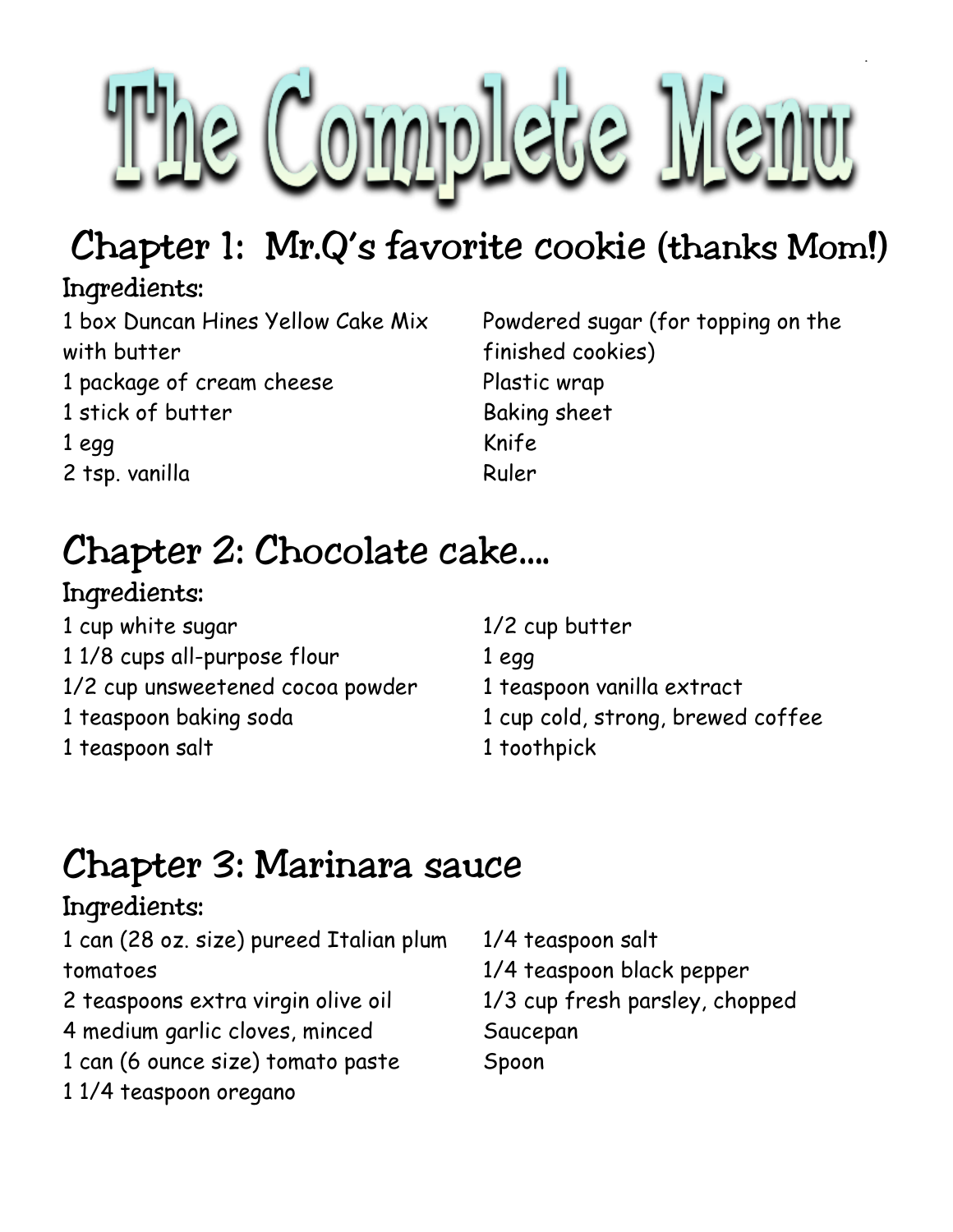# The Complete Menu

## Chapter 1: Mr.Q's favorite cookie (thanks Mom!)

### Ingredients:

1 box Duncan Hines Yellow Cake Mix with butter
1 package of cream cheese
1 stick of butter
1 egg
2 tsp. vanilla
Powdered sugar (for topping on the finished cookies)
Plastic wrap
Baking sheet
Knife
Ruler

## Chapter 2: Chocolate cake....

### Ingredients:

1 cup white sugar
1 1/8 cups all-purpose flour
1/2 cup unsweetened cocoa powder
1 teaspoon baking soda
1 teaspoon salt
1/2 cup butter
1 egg
1 teaspoon vanilla extract
1 cup cold, strong, brewed coffee
1 toothpick

## Chapter 3: Marinara sauce

### Ingredients:

1 can (28 oz. size) pureed Italian plum tomatoes
2 teaspoons extra virgin olive oil
4 medium garlic cloves, minced
1 can (6 ounce size) tomato paste
1 1/4 teaspoon oregano
1/4 teaspoon salt
1/4 teaspoon black pepper
1/3 cup fresh parsley, chopped
Saucepan
Spoon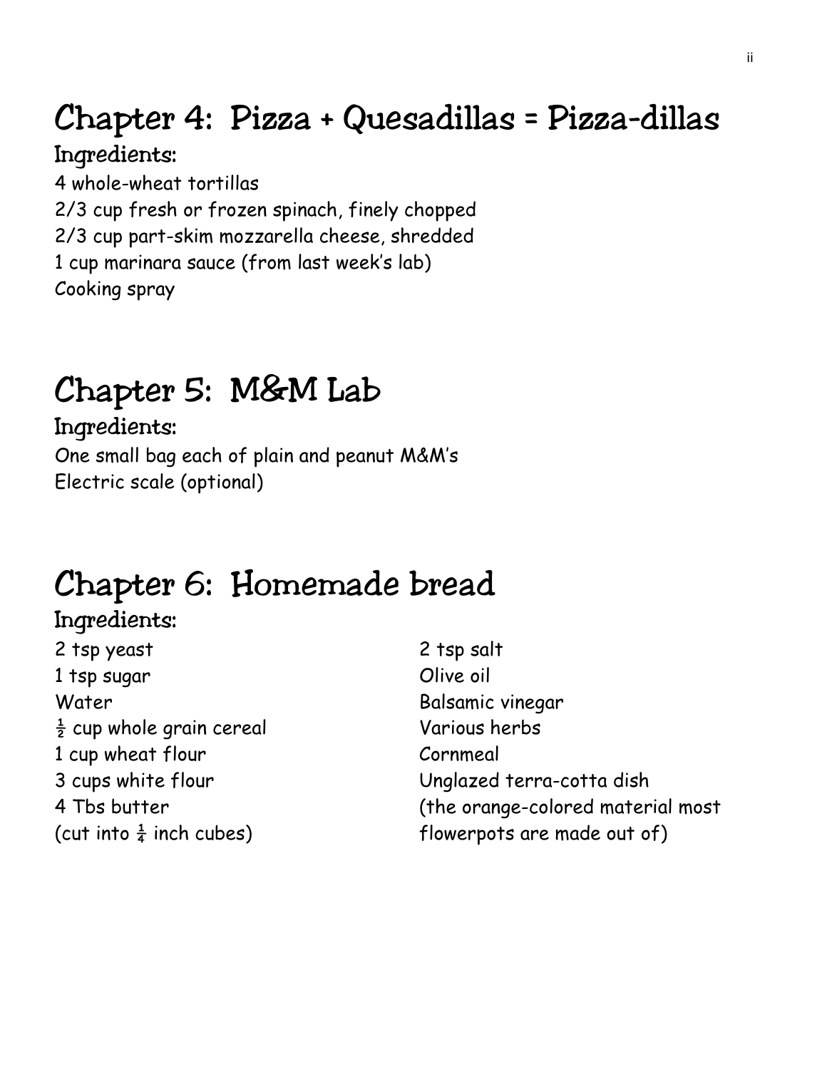# Chapter 4: Pizza + Quesadillas = Pizza-dillas

## Ingredients:

4 whole-wheat tortillas
2/3 cup fresh or frozen spinach, finely chopped
2/3 cup part-skim mozzarella cheese, shredded
1 cup marinara sauce (from last week's lab)
Cooking spray

# Chapter 5: M&M Lab

## Ingredients:

One small bag each of plain and peanut M&M's
Electric scale (optional)

# Chapter 6: Homemade bread

## Ingredients:

2 tsp yeast
1 tsp sugar
Water
½ cup whole grain cereal
1 cup wheat flour
3 cups white flour
4 Tbs butter
(cut into ¼ inch cubes)
2 tsp salt
Olive oil
Balsamic vinegar
Various herbs
Cornmeal
Unglazed terra-cotta dish
(the orange-colored material most flowerpots are made out of)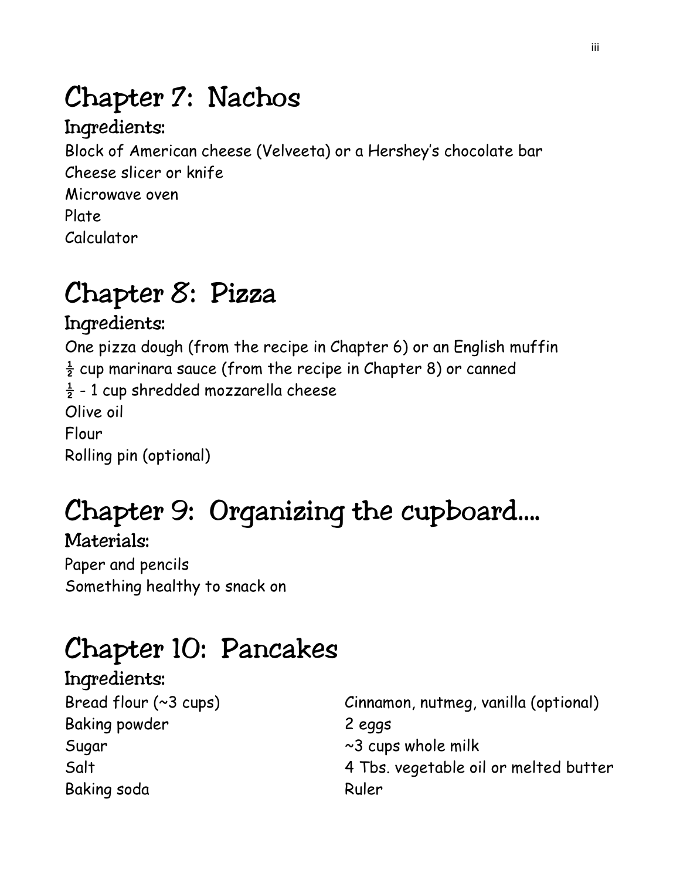# Chapter 7: Nachos

### Ingredients:

Block of American cheese (Velveeta) or a Hershey's chocolate bar
Cheese slicer or knife
Microwave oven
Plate
Calculator

# Chapter 8: Pizza

### Ingredients:

One pizza dough (from the recipe in Chapter 6) or an English muffin
½ cup marinara sauce (from the recipe in Chapter 8) or canned
½ - 1 cup shredded mozzarella cheese
Olive oil
Flour
Rolling pin (optional)

# Chapter 9: Organizing the cupboard....

### Materials:

Paper and pencils
Something healthy to snack on

# Chapter 10: Pancakes

### Ingredients:

Bread flour (~3 cups)
Baking powder
Sugar
Salt
Baking soda
Cinnamon, nutmeg, vanilla (optional)
2 eggs
~3 cups whole milk
4 Tbs. vegetable oil or melted butter
Ruler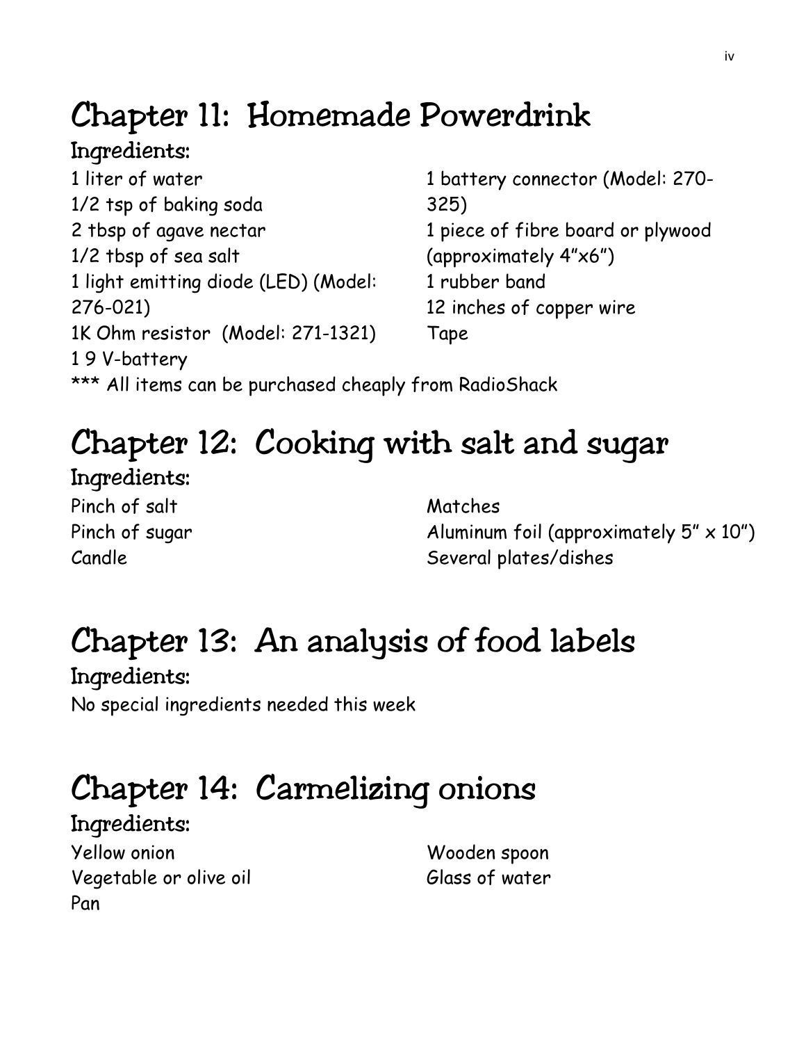# Chapter 11: Homemade Powerdrink

### Ingredients:

1 liter of water
1/2 tsp of baking soda
2 tbsp of agave nectar
1/2 tbsp of sea salt
1 light emitting diode (LED) (Model: 276-021)
1K Ohm resistor (Model: 271-1321)
1 9 V-battery
1 battery connector (Model: 270-325)
1 piece of fibre board or plywood (approximately 4"x6")
1 rubber band
12 inches of copper wire
Tape

*** All items can be purchased cheaply from RadioShack

# Chapter 12: Cooking with salt and sugar

### Ingredients:

Pinch of salt
Pinch of sugar
Candle
Matches
Aluminum foil (approximately 5" x 10")
Several plates/dishes

# Chapter 13: An analysis of food labels

### Ingredients:

No special ingredients needed this week

# Chapter 14: Carmelizing onions

### Ingredients:

Yellow onion
Vegetable or olive oil
Pan
Wooden spoon
Glass of water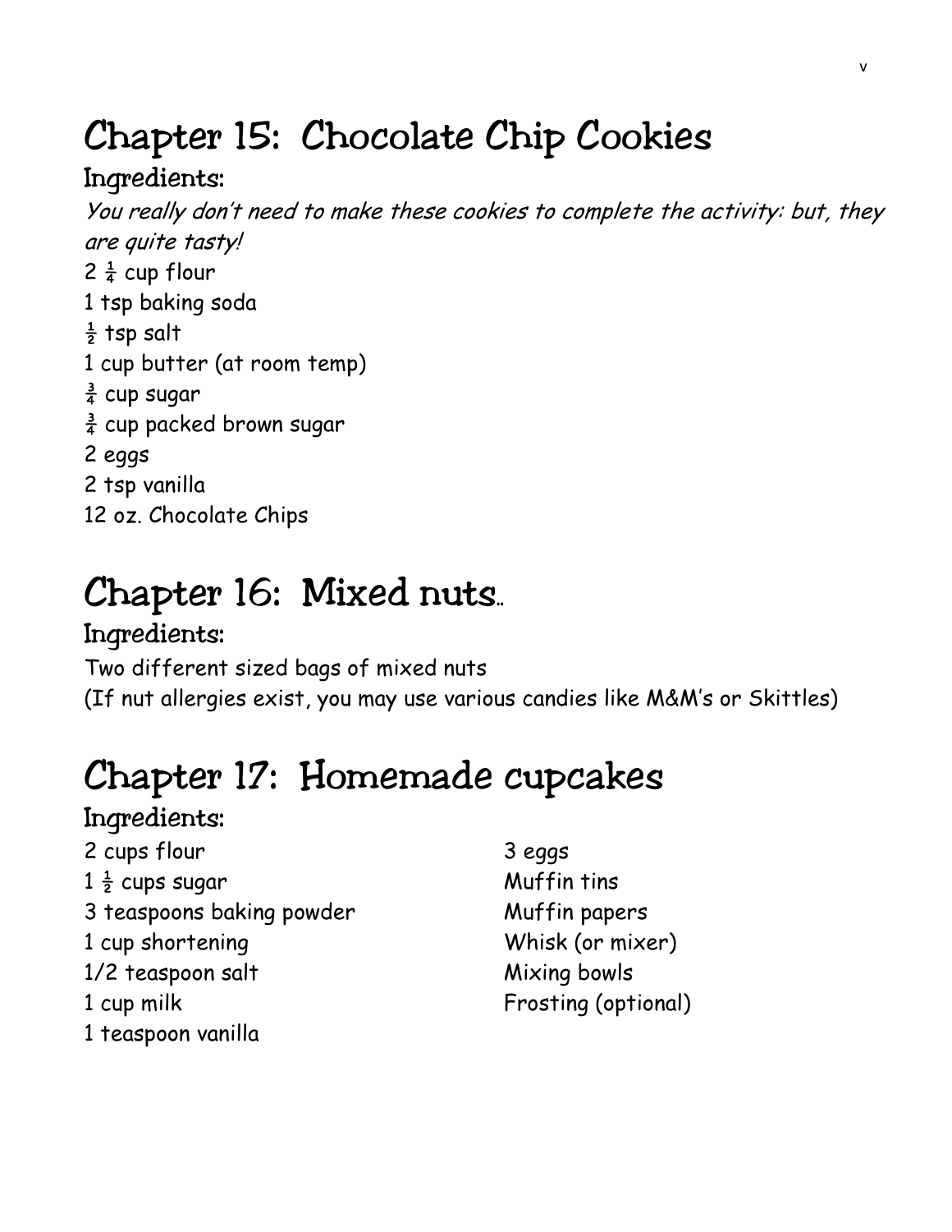# Chapter 15: Chocolate Chip Cookies

## Ingredients:

*You really don't need to make these cookies to complete the activity: but, they are quite tasty!*

2 ¼ cup flour
1 tsp baking soda
½ tsp salt
1 cup butter (at room temp)
¾ cup sugar
¾ cup packed brown sugar
2 eggs
2 tsp vanilla
12 oz. Chocolate Chips

# Chapter 16: Mixed nuts..

## Ingredients:

Two different sized bags of mixed nuts
(If nut allergies exist, you may use various candies like M&M's or Skittles)

# Chapter 17: Homemade cupcakes

## Ingredients:

2 cups flour
1 ½ cups sugar
3 teaspoons baking powder
1 cup shortening
1/2 teaspoon salt
1 cup milk
1 teaspoon vanilla
3 eggs
Muffin tins
Muffin papers
Whisk (or mixer)
Mixing bowls
Frosting (optional)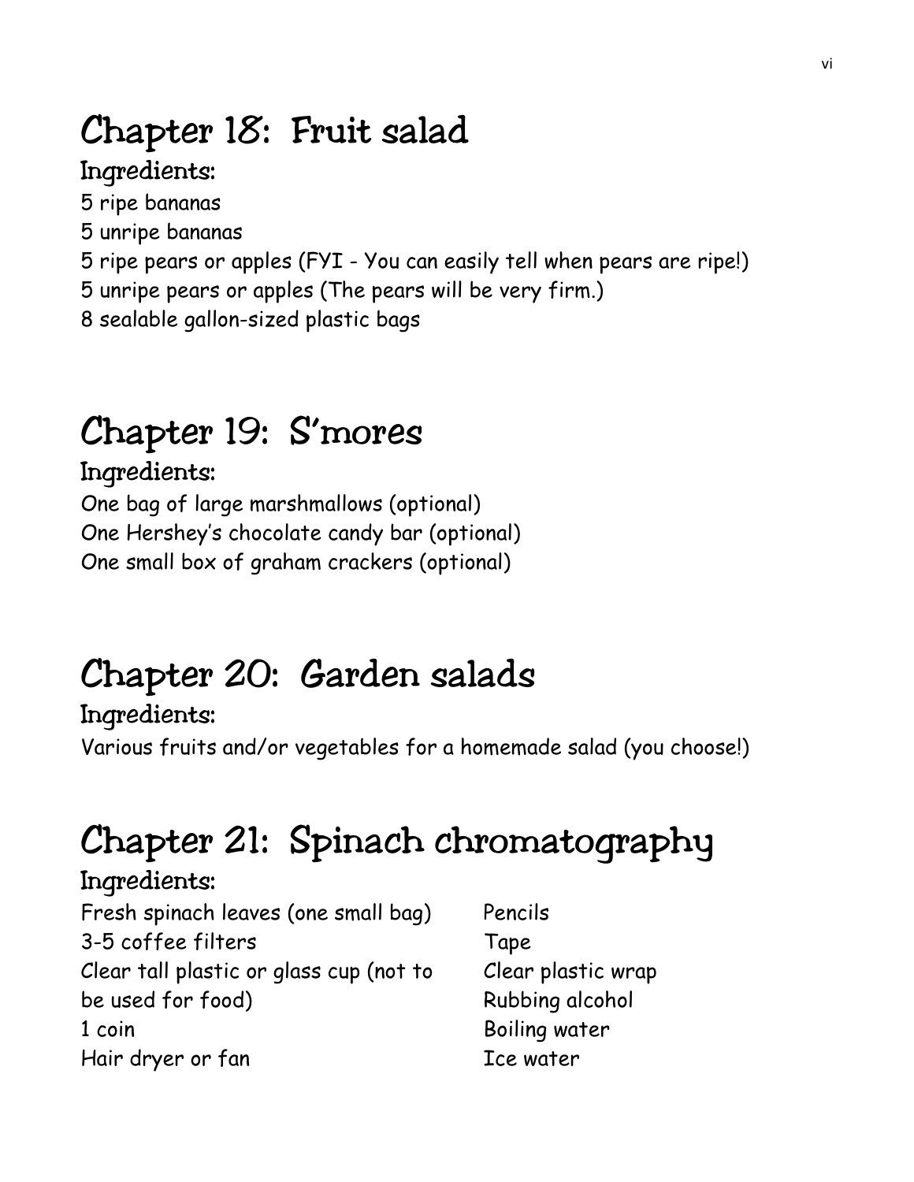# Chapter 18: Fruit salad

## Ingredients:

5 ripe bananas
5 unripe bananas
5 ripe pears or apples (FYI - You can easily tell when pears are ripe!)
5 unripe pears or apples (The pears will be very firm.)
8 sealable gallon-sized plastic bags

# Chapter 19: S'mores

## Ingredients:

One bag of large marshmallows (optional)
One Hershey's chocolate candy bar (optional)
One small box of graham crackers (optional)

# Chapter 20: Garden salads

## Ingredients:

Various fruits and/or vegetables for a homemade salad (you choose!)

# Chapter 21: Spinach chromatography

## Ingredients:

Fresh spinach leaves (one small bag)
3-5 coffee filters
Clear tall plastic or glass cup (not to be used for food)
1 coin
Hair dryer or fan
Pencils
Tape
Clear plastic wrap
Rubbing alcohol
Boiling water
Ice water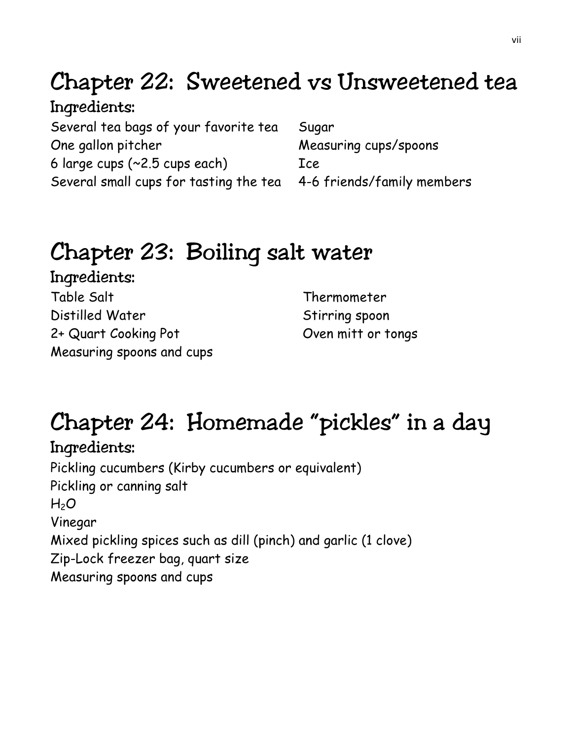# Chapter 22: Sweetened vs Unsweetened tea

## Ingredients:

Several tea bags of your favorite tea
One gallon pitcher
6 large cups (~2.5 cups each)
Several small cups for tasting the tea
Sugar
Measuring cups/spoons
Ice
4-6 friends/family members

# Chapter 23: Boiling salt water

## Ingredients:

Table Salt
Distilled Water
2+ Quart Cooking Pot
Measuring spoons and cups
Thermometer
Stirring spoon
Oven mitt or tongs

# Chapter 24: Homemade "pickles" in a day

## Ingredients:

Pickling cucumbers (Kirby cucumbers or equivalent)
Pickling or canning salt
$H_2O$
Vinegar
Mixed pickling spices such as dill (pinch) and garlic (1 clove)
Zip-Lock freezer bag, quart size
Measuring spoons and cups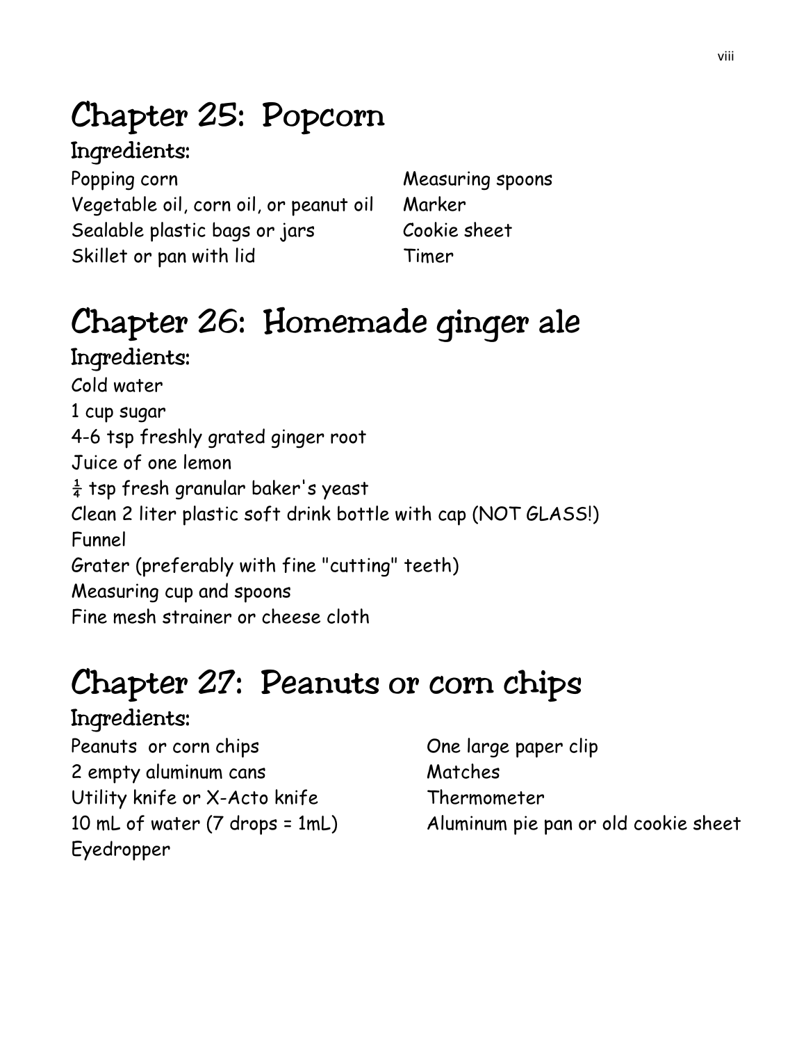# Chapter 25: Popcorn

## Ingredients:

Popping corn
Vegetable oil, corn oil, or peanut oil
Sealable plastic bags or jars
Skillet or pan with lid
Measuring spoons
Marker
Cookie sheet
Timer

# Chapter 26: Homemade ginger ale

## Ingredients:

Cold water
1 cup sugar
4-6 tsp freshly grated ginger root
Juice of one lemon
¼ tsp fresh granular baker's yeast
Clean 2 liter plastic soft drink bottle with cap (NOT GLASS!)
Funnel
Grater (preferably with fine "cutting" teeth)
Measuring cup and spoons
Fine mesh strainer or cheese cloth

# Chapter 27: Peanuts or corn chips

## Ingredients:

Peanuts or corn chips
2 empty aluminum cans
Utility knife or X-Acto knife
10 mL of water (7 drops = 1mL)
Eyedropper
One large paper clip
Matches
Thermometer
Aluminum pie pan or old cookie sheet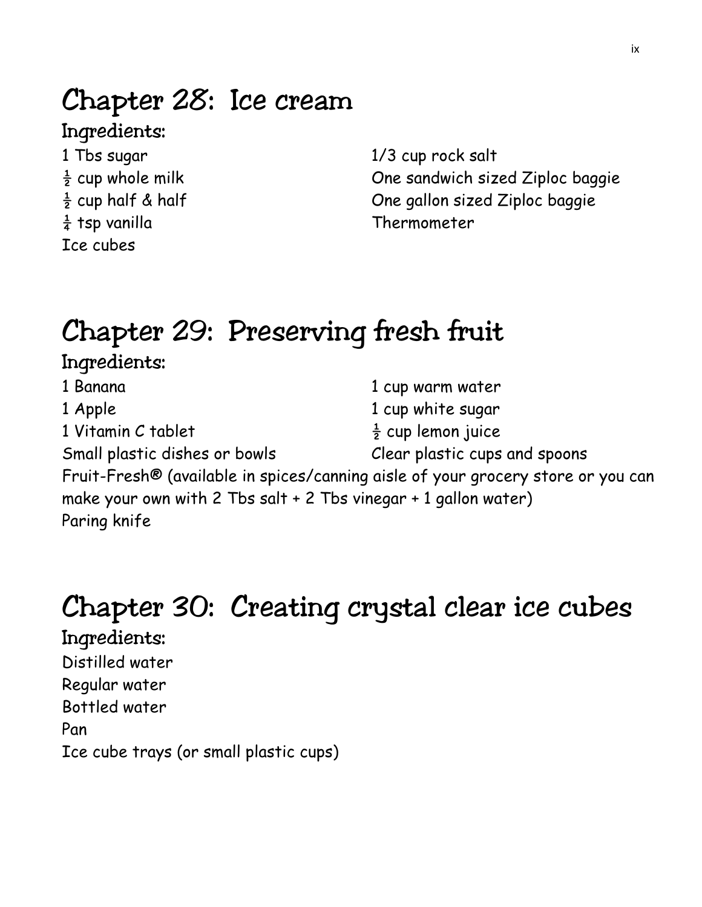# Chapter 28: Ice cream

## Ingredients:

1 Tbs sugar
½ cup whole milk
½ cup half & half
¼ tsp vanilla
Ice cubes
1/3 cup rock salt
One sandwich sized Ziploc baggie
One gallon sized Ziploc baggie
Thermometer

# Chapter 29: Preserving fresh fruit

## Ingredients:

1 Banana
1 Apple
1 Vitamin C tablet
Small plastic dishes or bowls
1 cup warm water
1 cup white sugar
½ cup lemon juice
Clear plastic cups and spoons
Fruit-Fresh® (available in spices/canning aisle of your grocery store or you can make your own with 2 Tbs salt + 2 Tbs vinegar + 1 gallon water)
Paring knife

# Chapter 30: Creating crystal clear ice cubes

## Ingredients:

Distilled water
Regular water
Bottled water
Pan
Ice cube trays (or small plastic cups)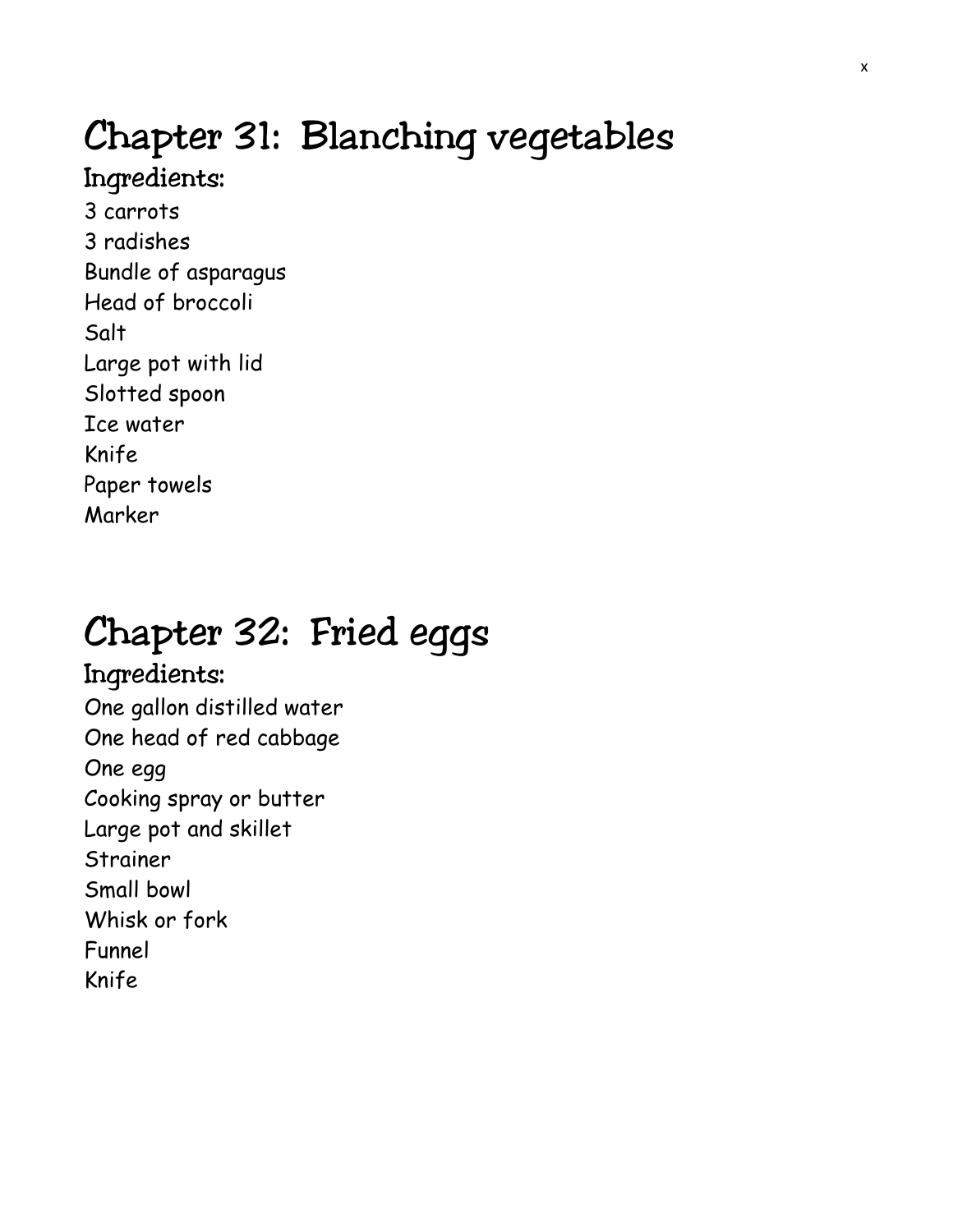# Chapter 31: Blanching vegetables

## Ingredients:

3 carrots
3 radishes
Bundle of asparagus
Head of broccoli
Salt
Large pot with lid
Slotted spoon
Ice water
Knife
Paper towels
Marker

# Chapter 32: Fried eggs

## Ingredients:

One gallon distilled water
One head of red cabbage
One egg
Cooking spray or butter
Large pot and skillet
Strainer
Small bowl
Whisk or fork
Funnel
Knife